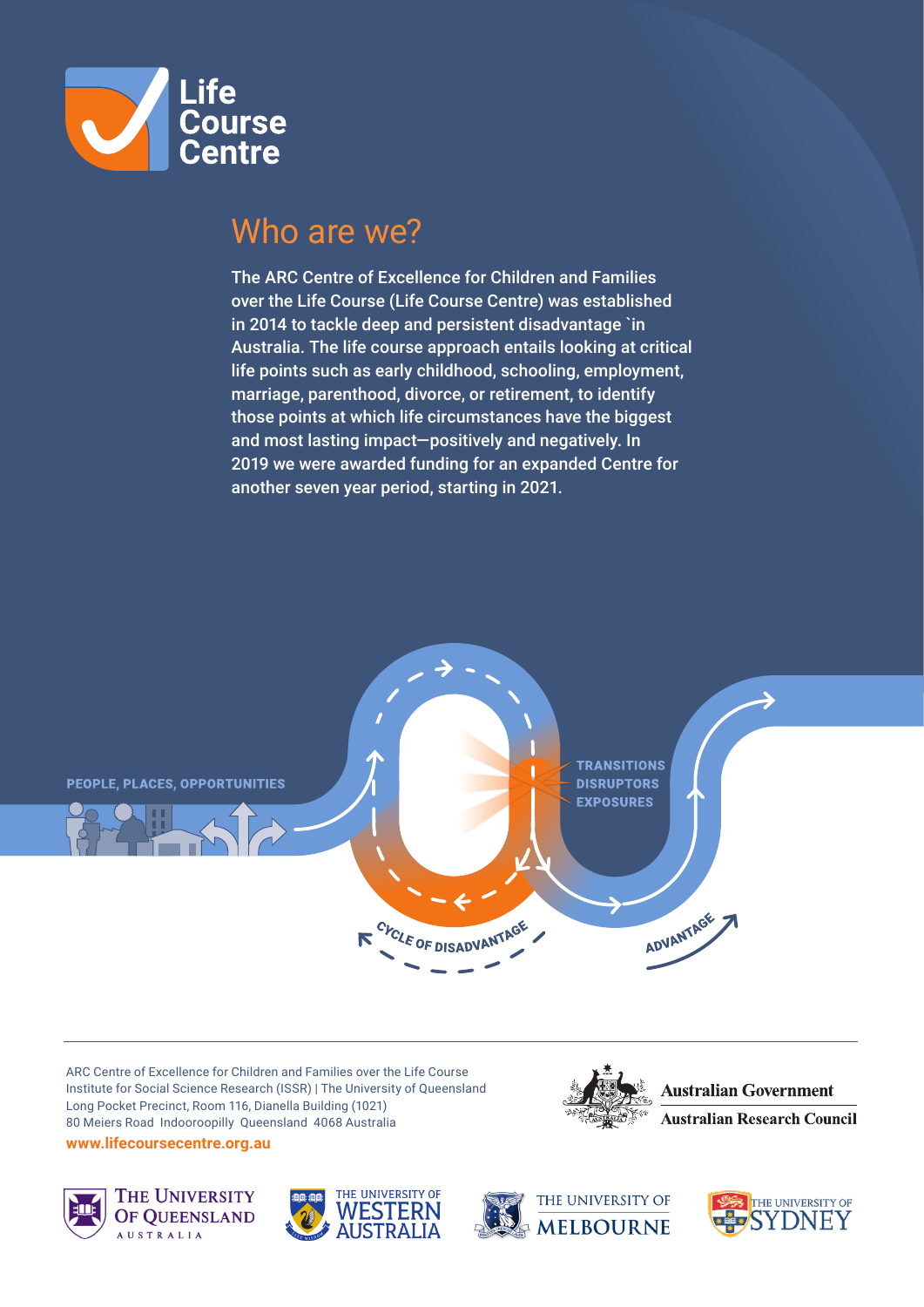# Life Course Centre

## Who are we?

The ARC Centre of Excellence for Children and Families over the Life Course (Life Course Centre) was established in 2014 to tackle deep and persistent disadvantage `in Australia. The life course approach entails looking at critical life points such as early childhood, schooling, employment, marriage, parenthood, divorce, or retirement, to identify those points at which life circumstances have the biggest and most lasting impact—positively and negatively. In 2019 we were awarded funding for an expanded Centre for another seven year period, starting in 2021.

PEOPLE, PLACES, OPPORTUNITIES

TRANSITIONS
DISRUPTORS
EXPOSURES

CYCLE OF DISADVANTAGE

ADVANTAGE

---

ARC Centre of Excellence for Children and Families over the Life Course
Institute for Social Science Research (ISSR) | The University of Queensland
Long Pocket Precinct, Room 116, Dianella Building (1021)
80 Meiers Road Indooroopilly Queensland 4068 Australia

**www.lifecoursecentre.org.au**

Australian Government
Australian Research Council

The University of Queensland Australia | The University of Western Australia | The University of Melbourne | The University of Sydney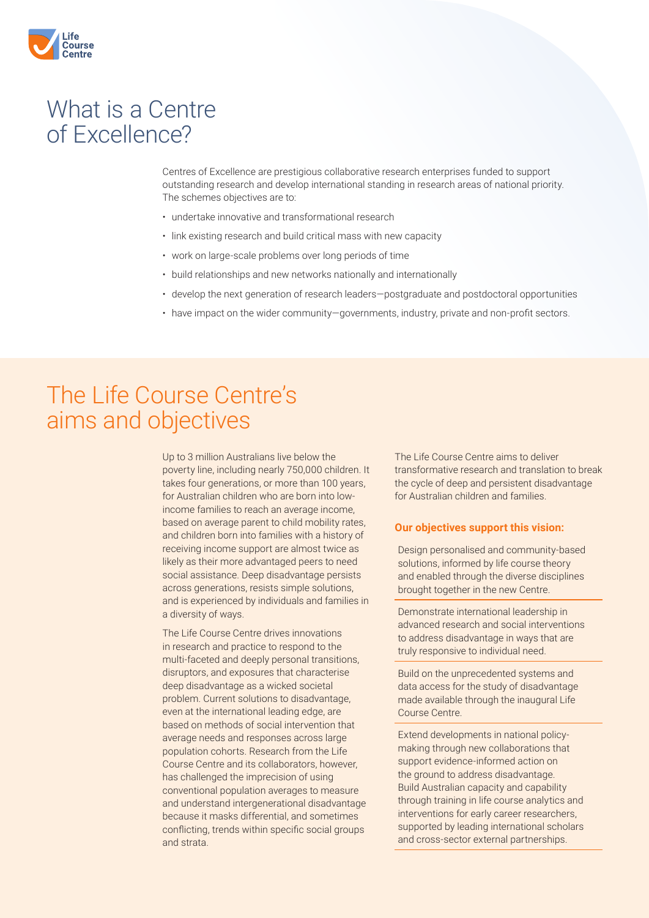# What is a Centre of Excellence?

Centres of Excellence are prestigious collaborative research enterprises funded to support outstanding research and develop international standing in research areas of national priority. The schemes objectives are to:

- undertake innovative and transformational research
- link existing research and build critical mass with new capacity
- work on large-scale problems over long periods of time
- build relationships and new networks nationally and internationally
- develop the next generation of research leaders—postgraduate and postdoctoral opportunities
- have impact on the wider community—governments, industry, private and non-profit sectors.

# The Life Course Centre's aims and objectives

Up to 3 million Australians live below the poverty line, including nearly 750,000 children. It takes four generations, or more than 100 years, for Australian children who are born into low-income families to reach an average income, based on average parent to child mobility rates, and children born into families with a history of receiving income support are almost twice as likely as their more advantaged peers to need social assistance. Deep disadvantage persists across generations, resists simple solutions, and is experienced by individuals and families in a diversity of ways.

The Life Course Centre drives innovations in research and practice to respond to the multi-faceted and deeply personal transitions, disruptors, and exposures that characterise deep disadvantage as a wicked societal problem. Current solutions to disadvantage, even at the international leading edge, are based on methods of social intervention that average needs and responses across large population cohorts. Research from the Life Course Centre and its collaborators, however, has challenged the imprecision of using conventional population averages to measure and understand intergenerational disadvantage because it masks differential, and sometimes conflicting, trends within specific social groups and strata.

The Life Course Centre aims to deliver transformative research and translation to break the cycle of deep and persistent disadvantage for Australian children and families.

**Our objectives support this vision:**

Design personalised and community-based solutions, informed by life course theory and enabled through the diverse disciplines brought together in the new Centre.

Demonstrate international leadership in advanced research and social interventions to address disadvantage in ways that are truly responsive to individual need.

Build on the unprecedented systems and data access for the study of disadvantage made available through the inaugural Life Course Centre.

Extend developments in national policy-making through new collaborations that support evidence-informed action on the ground to address disadvantage. Build Australian capacity and capability through training in life course analytics and interventions for early career researchers, supported by leading international scholars and cross-sector external partnerships.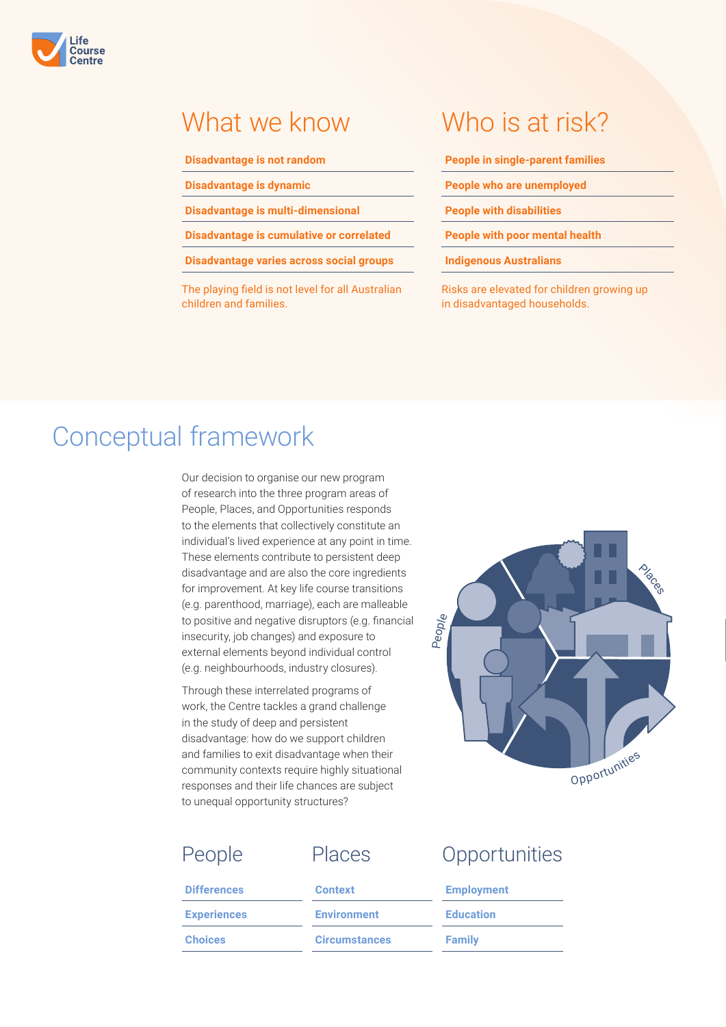## What we know

- Disadvantage is not random
- Disadvantage is dynamic
- Disadvantage is multi-dimensional
- Disadvantage is cumulative or correlated
- Disadvantage varies across social groups

The playing field is not level for all Australian children and families.

## Who is at risk?

- People in single-parent families
- People who are unemployed
- People with disabilities
- People with poor mental health
- Indigenous Australians

Risks are elevated for children growing up in disadvantaged households.

# Conceptual framework

Our decision to organise our new program of research into the three program areas of People, Places, and Opportunities responds to the elements that collectively constitute an individual's lived experience at any point in time. These elements contribute to persistent deep disadvantage and are also the core ingredients for improvement. At key life course transitions (e.g. parenthood, marriage), each are malleable to positive and negative disruptors (e.g. financial insecurity, job changes) and exposure to external elements beyond individual control (e.g. neighbourhoods, industry closures).

Through these interrelated programs of work, the Centre tackles a grand challenge in the study of deep and persistent disadvantage: how do we support children and families to exit disadvantage when their community contexts require highly situational responses and their life chances are subject to unequal opportunity structures?

People

Places

Opportunities

| People | Places | Opportunities |
|---|---|---|
| Differences | Context | Employment |
| Experiences | Environment | Education |
| Choices | Circumstances | Family |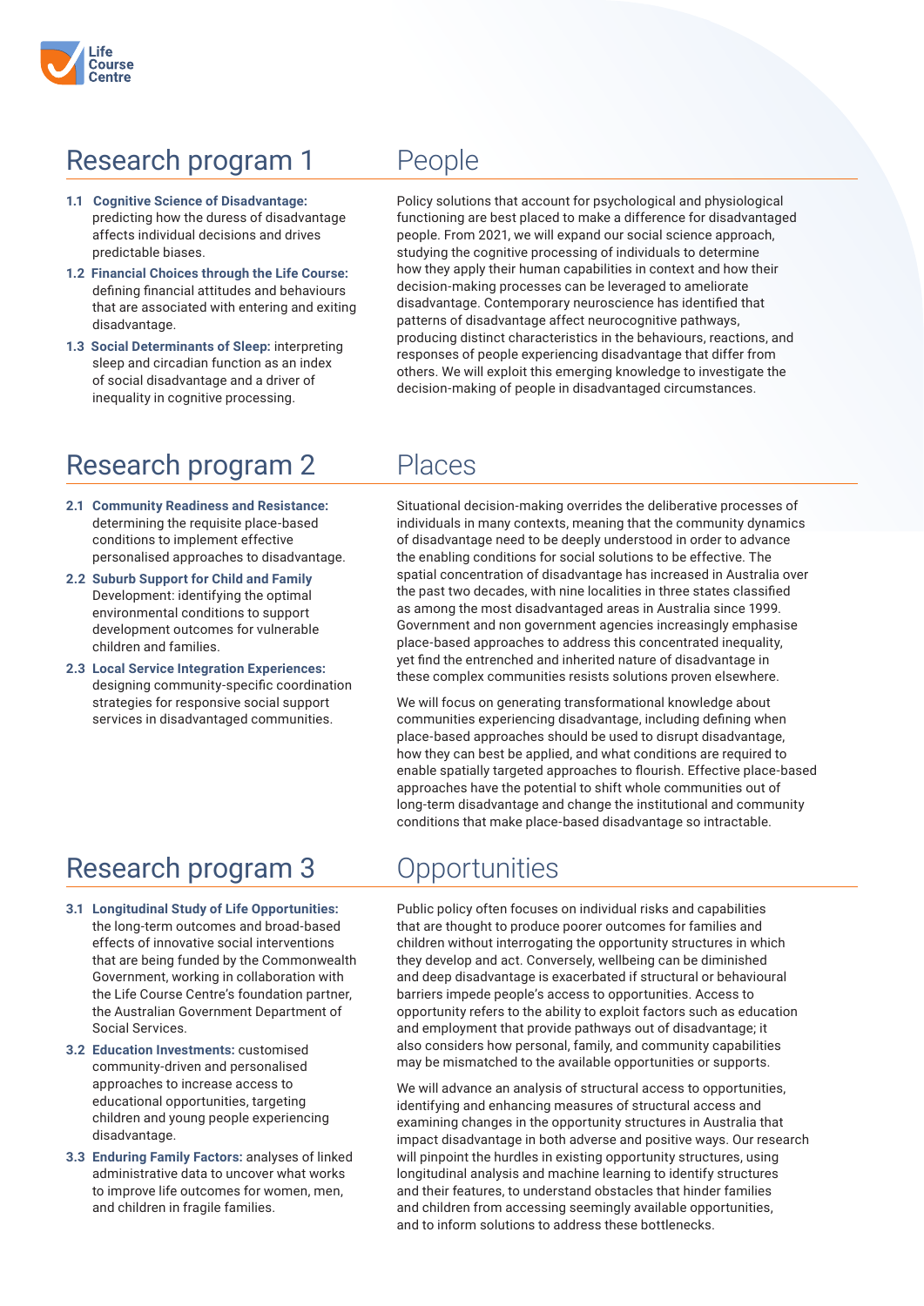## Research program 1

## People

1.1 **Cognitive Science of Disadvantage:** predicting how the duress of disadvantage affects individual decisions and drives predictable biases.

1.2 **Financial Choices through the Life Course:** defining financial attitudes and behaviours that are associated with entering and exiting disadvantage.

1.3 **Social Determinants of Sleep:** interpreting sleep and circadian function as an index of social disadvantage and a driver of inequality in cognitive processing.

Policy solutions that account for psychological and physiological functioning are best placed to make a difference for disadvantaged people. From 2021, we will expand our social science approach, studying the cognitive processing of individuals to determine how they apply their human capabilities in context and how their decision-making processes can be leveraged to ameliorate disadvantage. Contemporary neuroscience has identified that patterns of disadvantage affect neurocognitive pathways, producing distinct characteristics in the behaviours, reactions, and responses of people experiencing disadvantage that differ from others. We will exploit this emerging knowledge to investigate the decision-making of people in disadvantaged circumstances.

## Research program 2

## Places

2.1 **Community Readiness and Resistance:** determining the requisite place-based conditions to implement effective personalised approaches to disadvantage.

2.2 **Suburb Support for Child and Family** Development: identifying the optimal environmental conditions to support development outcomes for vulnerable children and families.

2.3 **Local Service Integration Experiences:** designing community-specific coordination strategies for responsive social support services in disadvantaged communities.

Situational decision-making overrides the deliberative processes of individuals in many contexts, meaning that the community dynamics of disadvantage need to be deeply understood in order to advance the enabling conditions for social solutions to be effective. The spatial concentration of disadvantage has increased in Australia over the past two decades, with nine localities in three states classified as among the most disadvantaged areas in Australia since 1999. Government and non government agencies increasingly emphasise place-based approaches to address this concentrated inequality, yet find the entrenched and inherited nature of disadvantage in these complex communities resists solutions proven elsewhere.

We will focus on generating transformational knowledge about communities experiencing disadvantage, including defining when place-based approaches should be used to disrupt disadvantage, how they can best be applied, and what conditions are required to enable spatially targeted approaches to flourish. Effective place-based approaches have the potential to shift whole communities out of long-term disadvantage and change the institutional and community conditions that make place-based disadvantage so intractable.

## Research program 3

## Opportunities

3.1 **Longitudinal Study of Life Opportunities:** the long-term outcomes and broad-based effects of innovative social interventions that are being funded by the Commonwealth Government, working in collaboration with the Life Course Centre's foundation partner, the Australian Government Department of Social Services.

3.2 **Education Investments:** customised community-driven and personalised approaches to increase access to educational opportunities, targeting children and young people experiencing disadvantage.

3.3 **Enduring Family Factors:** analyses of linked administrative data to uncover what works to improve life outcomes for women, men, and children in fragile families.

Public policy often focuses on individual risks and capabilities that are thought to produce poorer outcomes for families and children without interrogating the opportunity structures in which they develop and act. Conversely, wellbeing can be diminished and deep disadvantage is exacerbated if structural or behavioural barriers impede people's access to opportunities. Access to opportunity refers to the ability to exploit factors such as education and employment that provide pathways out of disadvantage; it also considers how personal, family, and community capabilities may be mismatched to the available opportunities or supports.

We will advance an analysis of structural access to opportunities, identifying and enhancing measures of structural access and examining changes in the opportunity structures in Australia that impact disadvantage in both adverse and positive ways. Our research will pinpoint the hurdles in existing opportunity structures, using longitudinal analysis and machine learning to identify structures and their features, to understand obstacles that hinder families and children from accessing seemingly available opportunities, and to inform solutions to address these bottlenecks.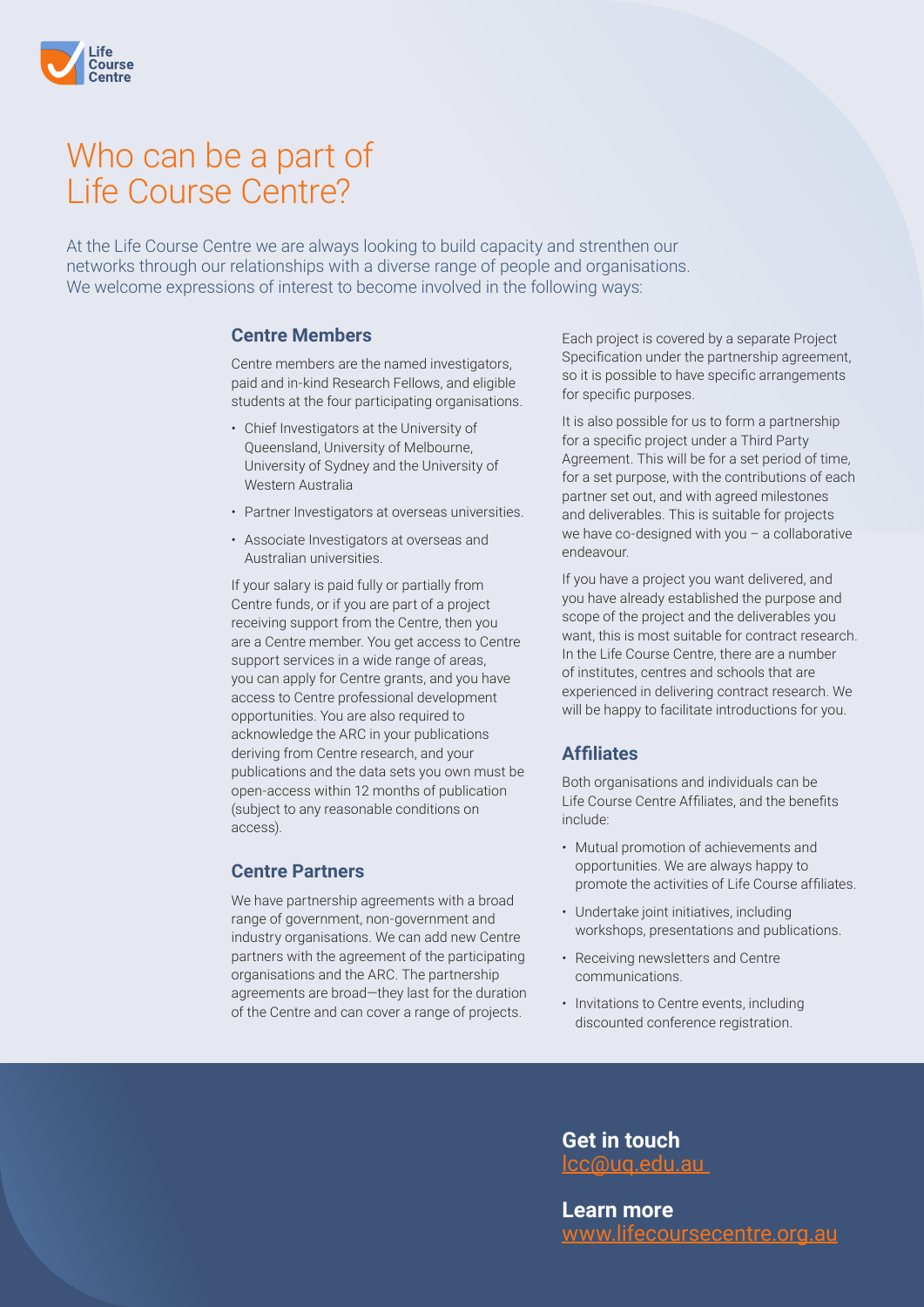# Who can be a part of Life Course Centre?

At the Life Course Centre we are always looking to build capacity and strenthen our networks through our relationships with a diverse range of people and organisations. We welcome expressions of interest to become involved in the following ways:

## Centre Members

Centre members are the named investigators, paid and in-kind Research Fellows, and eligible students at the four participating organisations.

- Chief Investigators at the University of Queensland, University of Melbourne, University of Sydney and the University of Western Australia
- Partner Investigators at overseas universities.
- Associate Investigators at overseas and Australian universities.

If your salary is paid fully or partially from Centre funds, or if you are part of a project receiving support from the Centre, then you are a Centre member. You get access to Centre support services in a wide range of areas, you can apply for Centre grants, and you have access to Centre professional development opportunities. You are also required to acknowledge the ARC in your publications deriving from Centre research, and your publications and the data sets you own must be open-access within 12 months of publication (subject to any reasonable conditions on access).

## Centre Partners

We have partnership agreements with a broad range of government, non-government and industry organisations. We can add new Centre partners with the agreement of the participating organisations and the ARC. The partnership agreements are broad—they last for the duration of the Centre and can cover a range of projects.

Each project is covered by a separate Project Specification under the partnership agreement, so it is possible to have specific arrangements for specific purposes.

It is also possible for us to form a partnership for a specific project under a Third Party Agreement. This will be for a set period of time, for a set purpose, with the contributions of each partner set out, and with agreed milestones and deliverables. This is suitable for projects we have co-designed with you – a collaborative endeavour.

If you have a project you want delivered, and you have already established the purpose and scope of the project and the deliverables you want, this is most suitable for contract research. In the Life Course Centre, there are a number of institutes, centres and schools that are experienced in delivering contract research. We will be happy to facilitate introductions for you.

## Affiliates

Both organisations and individuals can be Life Course Centre Affiliates, and the benefits include:

- Mutual promotion of achievements and opportunities. We are always happy to promote the activities of Life Course affiliates.
- Undertake joint initiatives, including workshops, presentations and publications.
- Receiving newsletters and Centre communications.
- Invitations to Centre events, including discounted conference registration.

**Get in touch**
lcc@uq.edu.au

**Learn more**
www.lifecoursecentre.org.au